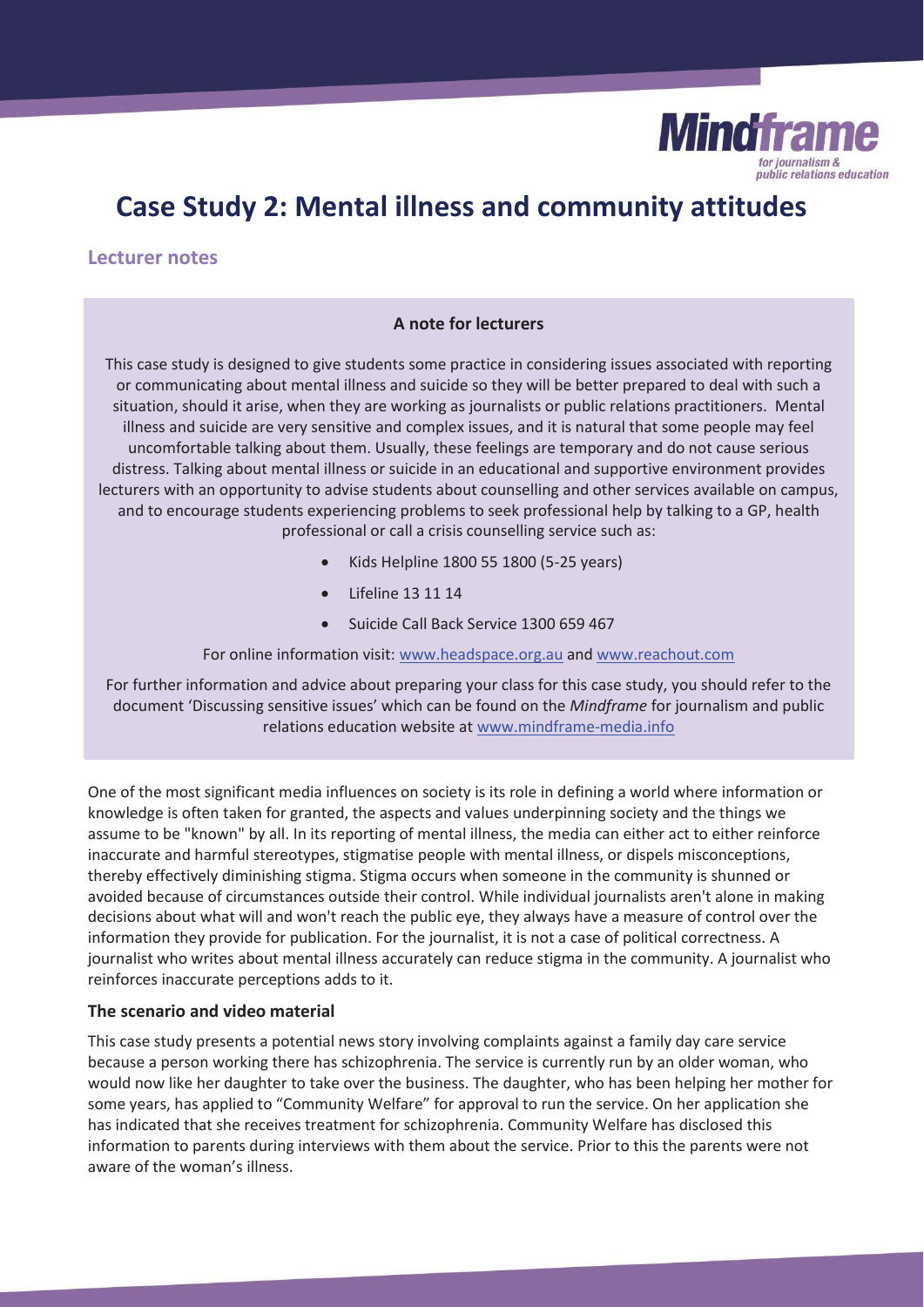# Case Study 2: Mental illness and community attitudes

## Lecturer notes

**A note for lecturers**

This case study is designed to give students some practice in considering issues associated with reporting or communicating about mental illness and suicide so they will be better prepared to deal with such a situation, should it arise, when they are working as journalists or public relations practitioners. Mental illness and suicide are very sensitive and complex issues, and it is natural that some people may feel uncomfortable talking about them. Usually, these feelings are temporary and do not cause serious distress. Talking about mental illness or suicide in an educational and supportive environment provides lecturers with an opportunity to advise students about counselling and other services available on campus, and to encourage students experiencing problems to seek professional help by talking to a GP, health professional or call a crisis counselling service such as:

- Kids Helpline 1800 55 1800 (5-25 years)
- Lifeline 13 11 14
- Suicide Call Back Service 1300 659 467

For online information visit: www.headspace.org.au and www.reachout.com

For further information and advice about preparing your class for this case study, you should refer to the document 'Discussing sensitive issues' which can be found on the *Mindframe* for journalism and public relations education website at www.mindframe-media.info

One of the most significant media influences on society is its role in defining a world where information or knowledge is often taken for granted, the aspects and values underpinning society and the things we assume to be "known" by all. In its reporting of mental illness, the media can either act to either reinforce inaccurate and harmful stereotypes, stigmatise people with mental illness, or dispels misconceptions, thereby effectively diminishing stigma. Stigma occurs when someone in the community is shunned or avoided because of circumstances outside their control. While individual journalists aren't alone in making decisions about what will and won't reach the public eye, they always have a measure of control over the information they provide for publication. For the journalist, it is not a case of political correctness. A journalist who writes about mental illness accurately can reduce stigma in the community. A journalist who reinforces inaccurate perceptions adds to it.

### The scenario and video material

This case study presents a potential news story involving complaints against a family day care service because a person working there has schizophrenia. The service is currently run by an older woman, who would now like her daughter to take over the business. The daughter, who has been helping her mother for some years, has applied to "Community Welfare" for approval to run the service. On her application she has indicated that she receives treatment for schizophrenia. Community Welfare has disclosed this information to parents during interviews with them about the service. Prior to this the parents were not aware of the woman's illness.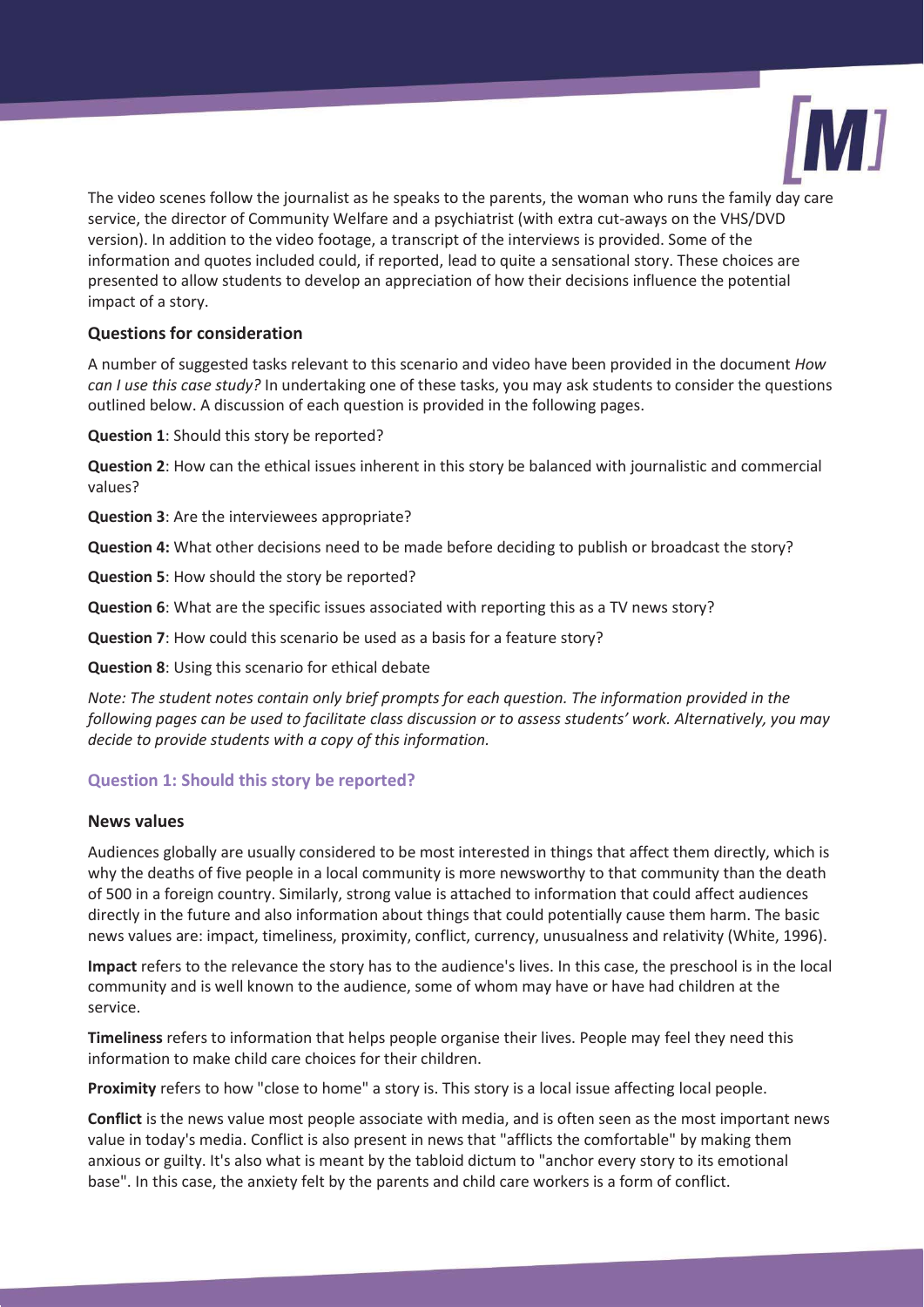The video scenes follow the journalist as he speaks to the parents, the woman who runs the family day care service, the director of Community Welfare and a psychiatrist (with extra cut-aways on the VHS/DVD version). In addition to the video footage, a transcript of the interviews is provided. Some of the information and quotes included could, if reported, lead to quite a sensational story. These choices are presented to allow students to develop an appreciation of how their decisions influence the potential impact of a story.

### Questions for consideration

A number of suggested tasks relevant to this scenario and video have been provided in the document *How can I use this case study?* In undertaking one of these tasks, you may ask students to consider the questions outlined below. A discussion of each question is provided in the following pages.

**Question 1**: Should this story be reported?

**Question 2**: How can the ethical issues inherent in this story be balanced with journalistic and commercial values?

**Question 3**: Are the interviewees appropriate?

**Question 4:** What other decisions need to be made before deciding to publish or broadcast the story?

**Question 5**: How should the story be reported?

**Question 6**: What are the specific issues associated with reporting this as a TV news story?

**Question 7**: How could this scenario be used as a basis for a feature story?

**Question 8**: Using this scenario for ethical debate

*Note: The student notes contain only brief prompts for each question. The information provided in the following pages can be used to facilitate class discussion or to assess students' work. Alternatively, you may decide to provide students with a copy of this information.*

## Question 1: Should this story be reported?

### News values

Audiences globally are usually considered to be most interested in things that affect them directly, which is why the deaths of five people in a local community is more newsworthy to that community than the death of 500 in a foreign country. Similarly, strong value is attached to information that could affect audiences directly in the future and also information about things that could potentially cause them harm. The basic news values are: impact, timeliness, proximity, conflict, currency, unusualness and relativity (White, 1996).

**Impact** refers to the relevance the story has to the audience's lives. In this case, the preschool is in the local community and is well known to the audience, some of whom may have or have had children at the service.

**Timeliness** refers to information that helps people organise their lives. People may feel they need this information to make child care choices for their children.

**Proximity** refers to how "close to home" a story is. This story is a local issue affecting local people.

**Conflict** is the news value most people associate with media, and is often seen as the most important news value in today's media. Conflict is also present in news that "afflicts the comfortable" by making them anxious or guilty. It's also what is meant by the tabloid dictum to "anchor every story to its emotional base". In this case, the anxiety felt by the parents and child care workers is a form of conflict.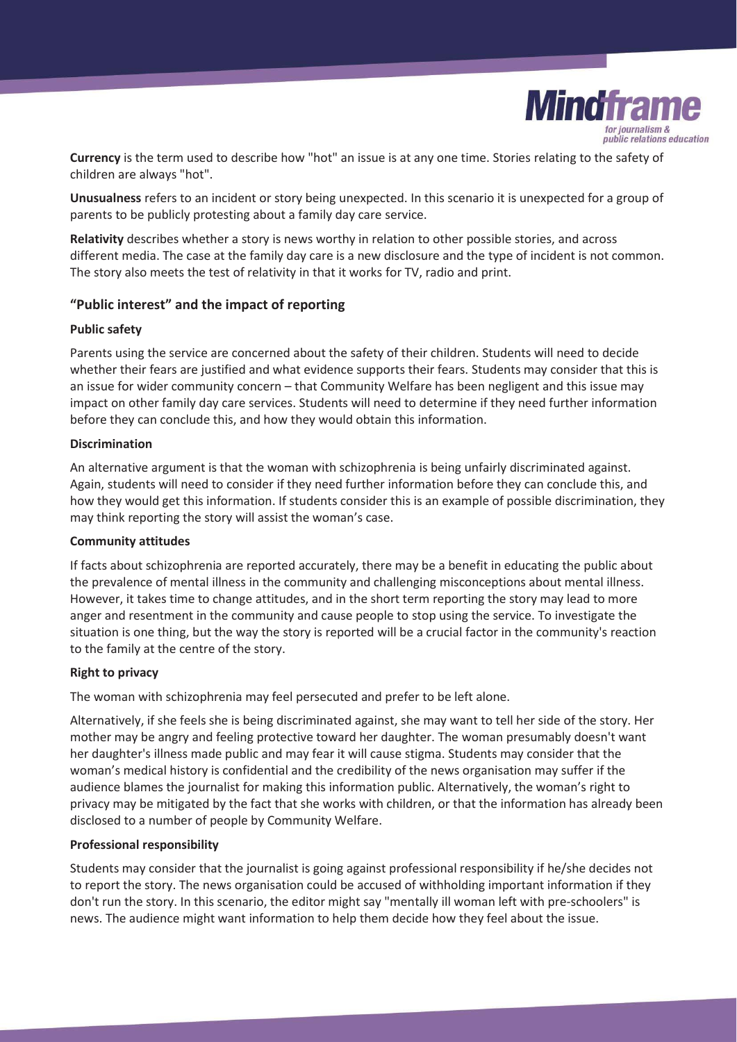**Currency** is the term used to describe how "hot" an issue is at any one time. Stories relating to the safety of children are always "hot".

**Unusualness** refers to an incident or story being unexpected. In this scenario it is unexpected for a group of parents to be publicly protesting about a family day care service.

**Relativity** describes whether a story is news worthy in relation to other possible stories, and across different media. The case at the family day care is a new disclosure and the type of incident is not common. The story also meets the test of relativity in that it works for TV, radio and print.

## "Public interest" and the impact of reporting

### Public safety

Parents using the service are concerned about the safety of their children. Students will need to decide whether their fears are justified and what evidence supports their fears. Students may consider that this is an issue for wider community concern – that Community Welfare has been negligent and this issue may impact on other family day care services. Students will need to determine if they need further information before they can conclude this, and how they would obtain this information.

### Discrimination

An alternative argument is that the woman with schizophrenia is being unfairly discriminated against. Again, students will need to consider if they need further information before they can conclude this, and how they would get this information. If students consider this is an example of possible discrimination, they may think reporting the story will assist the woman's case.

### Community attitudes

If facts about schizophrenia are reported accurately, there may be a benefit in educating the public about the prevalence of mental illness in the community and challenging misconceptions about mental illness. However, it takes time to change attitudes, and in the short term reporting the story may lead to more anger and resentment in the community and cause people to stop using the service. To investigate the situation is one thing, but the way the story is reported will be a crucial factor in the community's reaction to the family at the centre of the story.

### Right to privacy

The woman with schizophrenia may feel persecuted and prefer to be left alone.

Alternatively, if she feels she is being discriminated against, she may want to tell her side of the story. Her mother may be angry and feeling protective toward her daughter. The woman presumably doesn't want her daughter's illness made public and may fear it will cause stigma. Students may consider that the woman's medical history is confidential and the credibility of the news organisation may suffer if the audience blames the journalist for making this information public. Alternatively, the woman's right to privacy may be mitigated by the fact that she works with children, or that the information has already been disclosed to a number of people by Community Welfare.

### Professional responsibility

Students may consider that the journalist is going against professional responsibility if he/she decides not to report the story. The news organisation could be accused of withholding important information if they don't run the story. In this scenario, the editor might say "mentally ill woman left with pre-schoolers" is news. The audience might want information to help them decide how they feel about the issue.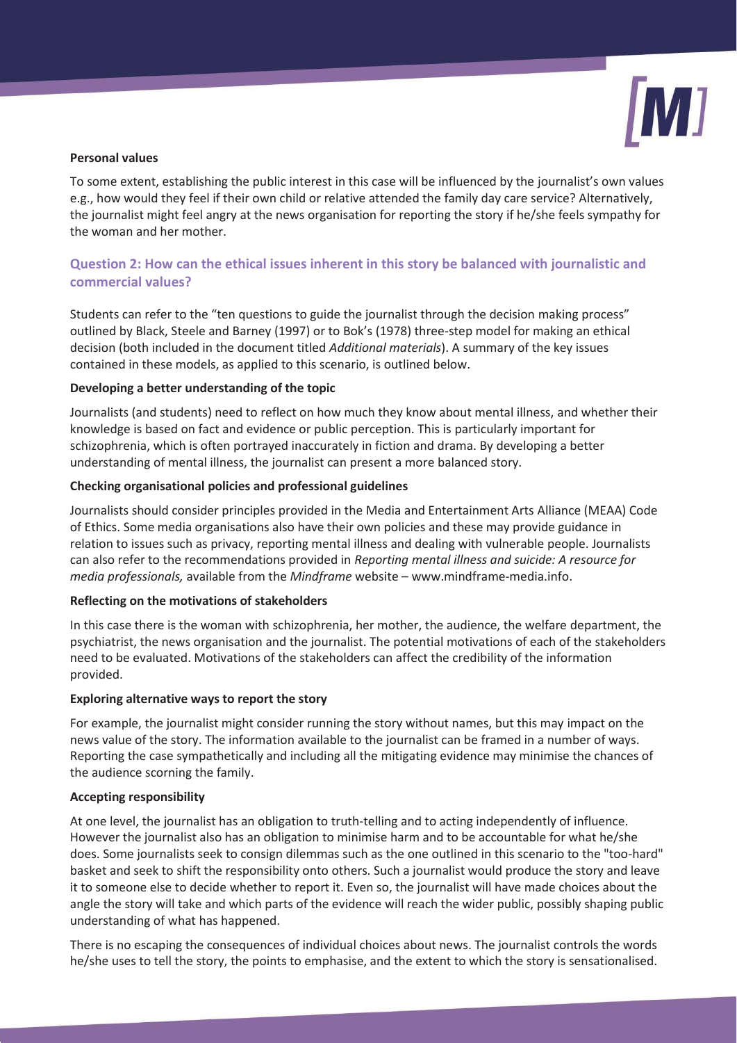**Personal values**

To some extent, establishing the public interest in this case will be influenced by the journalist's own values e.g., how would they feel if their own child or relative attended the family day care service? Alternatively, the journalist might feel angry at the news organisation for reporting the story if he/she feels sympathy for the woman and her mother.

## Question 2: How can the ethical issues inherent in this story be balanced with journalistic and commercial values?

Students can refer to the "ten questions to guide the journalist through the decision making process" outlined by Black, Steele and Barney (1997) or to Bok's (1978) three-step model for making an ethical decision (both included in the document titled *Additional materials*). A summary of the key issues contained in these models, as applied to this scenario, is outlined below.

**Developing a better understanding of the topic**

Journalists (and students) need to reflect on how much they know about mental illness, and whether their knowledge is based on fact and evidence or public perception. This is particularly important for schizophrenia, which is often portrayed inaccurately in fiction and drama. By developing a better understanding of mental illness, the journalist can present a more balanced story.

**Checking organisational policies and professional guidelines**

Journalists should consider principles provided in the Media and Entertainment Arts Alliance (MEAA) Code of Ethics. Some media organisations also have their own policies and these may provide guidance in relation to issues such as privacy, reporting mental illness and dealing with vulnerable people. Journalists can also refer to the recommendations provided in *Reporting mental illness and suicide: A resource for media professionals,* available from the *Mindframe* website – www.mindframe-media.info.

**Reflecting on the motivations of stakeholders**

In this case there is the woman with schizophrenia, her mother, the audience, the welfare department, the psychiatrist, the news organisation and the journalist. The potential motivations of each of the stakeholders need to be evaluated. Motivations of the stakeholders can affect the credibility of the information provided.

**Exploring alternative ways to report the story**

For example, the journalist might consider running the story without names, but this may impact on the news value of the story. The information available to the journalist can be framed in a number of ways. Reporting the case sympathetically and including all the mitigating evidence may minimise the chances of the audience scorning the family.

**Accepting responsibility**

At one level, the journalist has an obligation to truth-telling and to acting independently of influence. However the journalist also has an obligation to minimise harm and to be accountable for what he/she does. Some journalists seek to consign dilemmas such as the one outlined in this scenario to the "too-hard" basket and seek to shift the responsibility onto others. Such a journalist would produce the story and leave it to someone else to decide whether to report it. Even so, the journalist will have made choices about the angle the story will take and which parts of the evidence will reach the wider public, possibly shaping public understanding of what has happened.

There is no escaping the consequences of individual choices about news. The journalist controls the words he/she uses to tell the story, the points to emphasise, and the extent to which the story is sensationalised.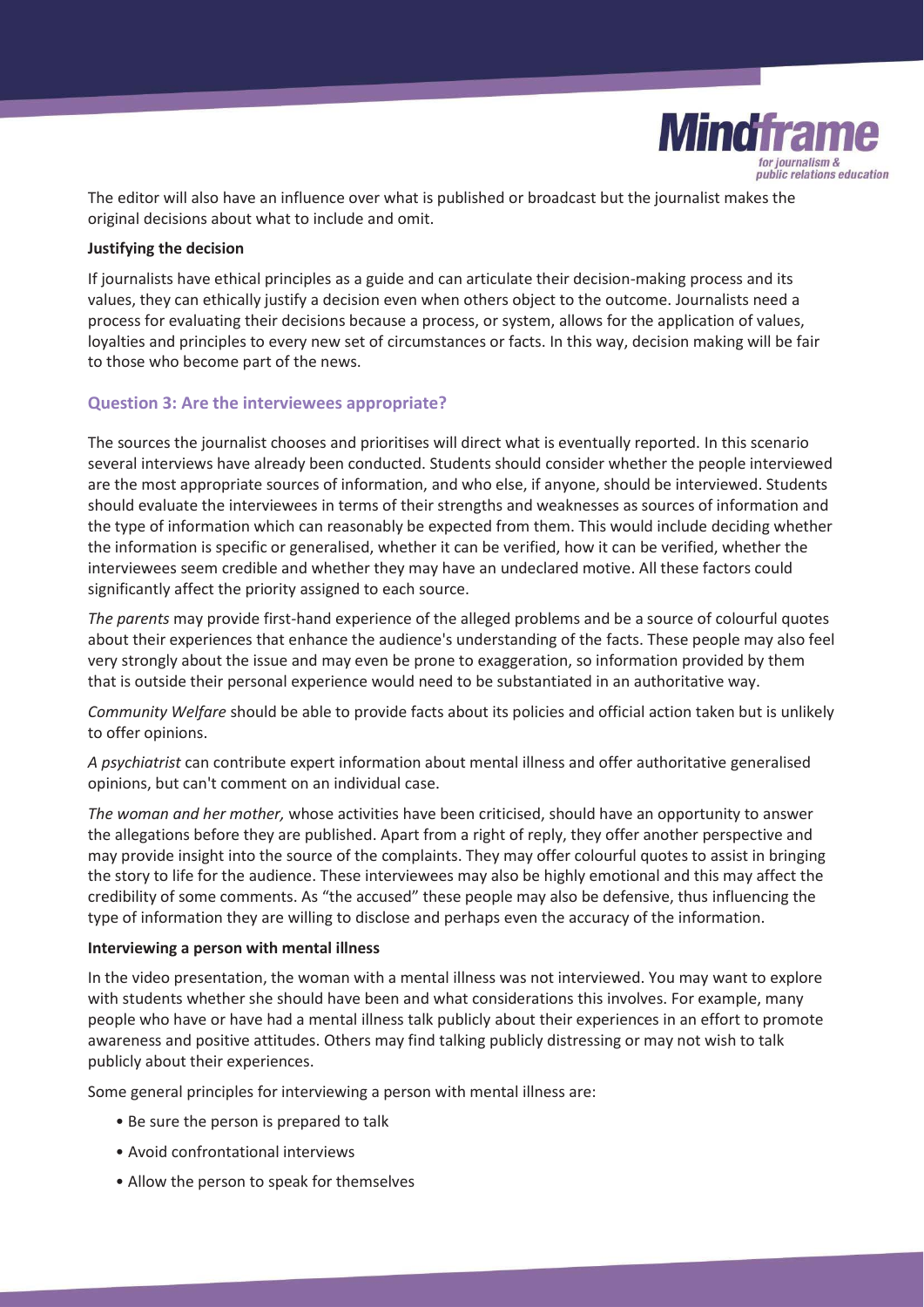The editor will also have an influence over what is published or broadcast but the journalist makes the original decisions about what to include and omit.

**Justifying the decision**

If journalists have ethical principles as a guide and can articulate their decision-making process and its values, they can ethically justify a decision even when others object to the outcome. Journalists need a process for evaluating their decisions because a process, or system, allows for the application of values, loyalties and principles to every new set of circumstances or facts. In this way, decision making will be fair to those who become part of the news.

### Question 3: Are the interviewees appropriate?

The sources the journalist chooses and prioritises will direct what is eventually reported. In this scenario several interviews have already been conducted. Students should consider whether the people interviewed are the most appropriate sources of information, and who else, if anyone, should be interviewed. Students should evaluate the interviewees in terms of their strengths and weaknesses as sources of information and the type of information which can reasonably be expected from them. This would include deciding whether the information is specific or generalised, whether it can be verified, how it can be verified, whether the interviewees seem credible and whether they may have an undeclared motive. All these factors could significantly affect the priority assigned to each source.

*The parents* may provide first-hand experience of the alleged problems and be a source of colourful quotes about their experiences that enhance the audience's understanding of the facts. These people may also feel very strongly about the issue and may even be prone to exaggeration, so information provided by them that is outside their personal experience would need to be substantiated in an authoritative way.

*Community Welfare* should be able to provide facts about its policies and official action taken but is unlikely to offer opinions.

*A psychiatrist* can contribute expert information about mental illness and offer authoritative generalised opinions, but can't comment on an individual case.

*The woman and her mother,* whose activities have been criticised, should have an opportunity to answer the allegations before they are published. Apart from a right of reply, they offer another perspective and may provide insight into the source of the complaints. They may offer colourful quotes to assist in bringing the story to life for the audience. These interviewees may also be highly emotional and this may affect the credibility of some comments. As "the accused" these people may also be defensive, thus influencing the type of information they are willing to disclose and perhaps even the accuracy of the information.

**Interviewing a person with mental illness**

In the video presentation, the woman with a mental illness was not interviewed. You may want to explore with students whether she should have been and what considerations this involves. For example, many people who have or have had a mental illness talk publicly about their experiences in an effort to promote awareness and positive attitudes. Others may find talking publicly distressing or may not wish to talk publicly about their experiences.

Some general principles for interviewing a person with mental illness are:

- Be sure the person is prepared to talk
- Avoid confrontational interviews
- Allow the person to speak for themselves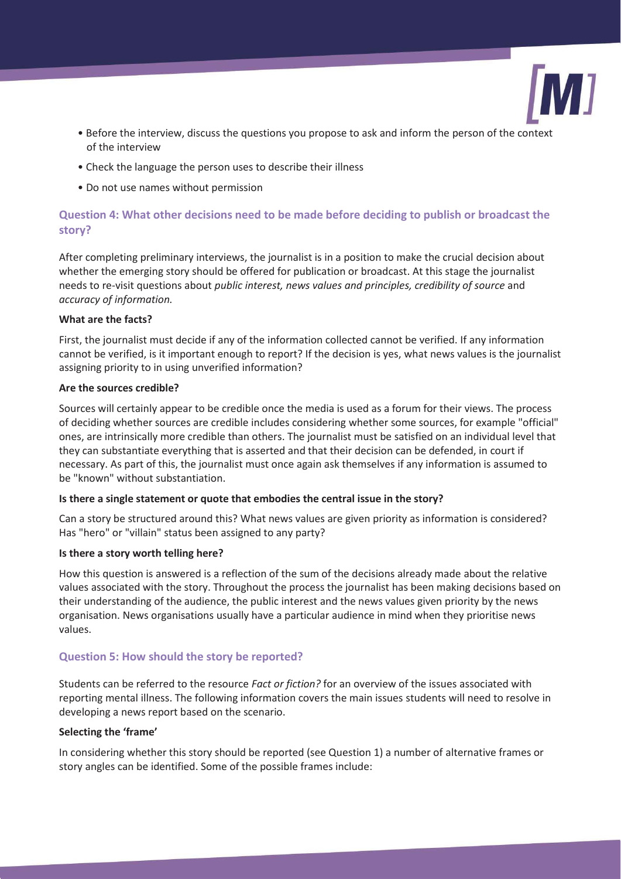- Before the interview, discuss the questions you propose to ask and inform the person of the context of the interview
- Check the language the person uses to describe their illness
- Do not use names without permission

### Question 4: What other decisions need to be made before deciding to publish or broadcast the story?

After completing preliminary interviews, the journalist is in a position to make the crucial decision about whether the emerging story should be offered for publication or broadcast. At this stage the journalist needs to re-visit questions about *public interest, news values and principles, credibility of source* and *accuracy of information.*

**What are the facts?**

First, the journalist must decide if any of the information collected cannot be verified. If any information cannot be verified, is it important enough to report? If the decision is yes, what news values is the journalist assigning priority to in using unverified information?

**Are the sources credible?**

Sources will certainly appear to be credible once the media is used as a forum for their views. The process of deciding whether sources are credible includes considering whether some sources, for example "official" ones, are intrinsically more credible than others. The journalist must be satisfied on an individual level that they can substantiate everything that is asserted and that their decision can be defended, in court if necessary. As part of this, the journalist must once again ask themselves if any information is assumed to be "known" without substantiation.

**Is there a single statement or quote that embodies the central issue in the story?**

Can a story be structured around this? What news values are given priority as information is considered? Has "hero" or "villain" status been assigned to any party?

**Is there a story worth telling here?**

How this question is answered is a reflection of the sum of the decisions already made about the relative values associated with the story. Throughout the process the journalist has been making decisions based on their understanding of the audience, the public interest and the news values given priority by the news organisation. News organisations usually have a particular audience in mind when they prioritise news values.

### Question 5: How should the story be reported?

Students can be referred to the resource *Fact or fiction?* for an overview of the issues associated with reporting mental illness. The following information covers the main issues students will need to resolve in developing a news report based on the scenario.

**Selecting the 'frame'**

In considering whether this story should be reported (see Question 1) a number of alternative frames or story angles can be identified. Some of the possible frames include: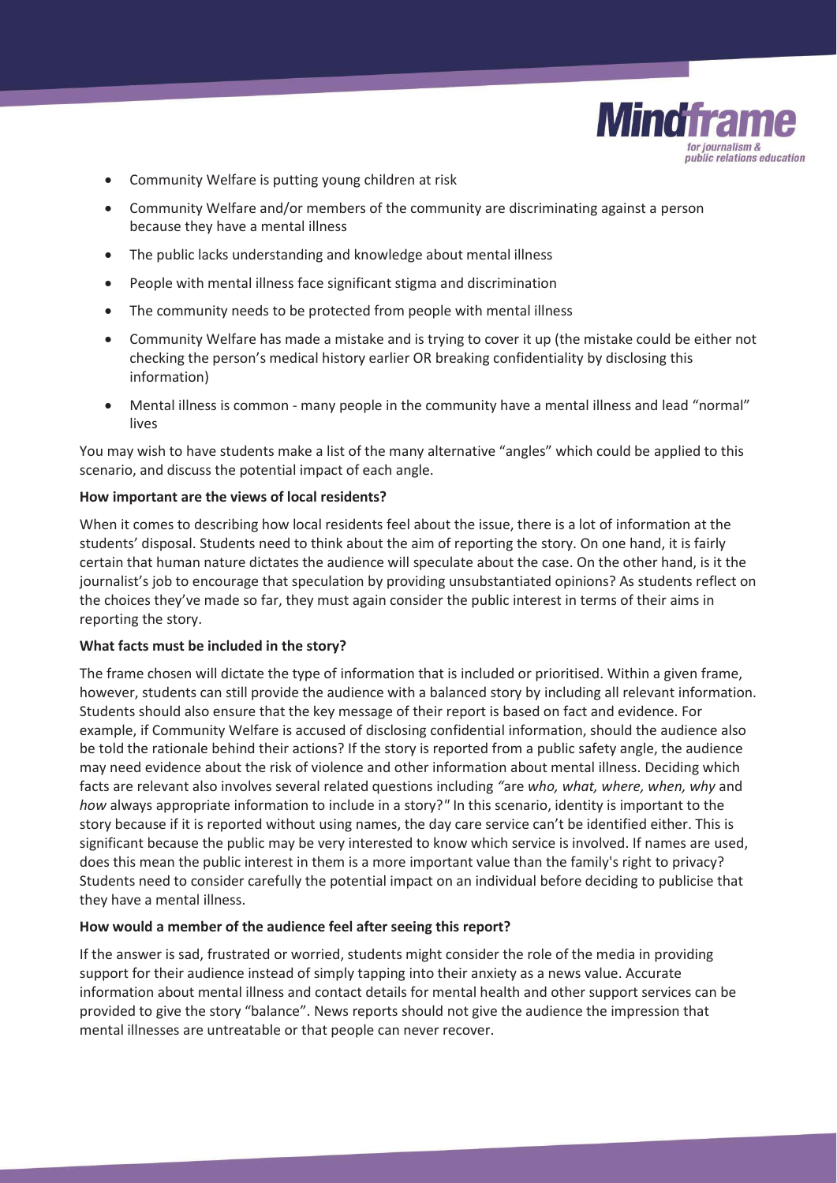- Community Welfare is putting young children at risk
- Community Welfare and/or members of the community are discriminating against a person because they have a mental illness
- The public lacks understanding and knowledge about mental illness
- People with mental illness face significant stigma and discrimination
- The community needs to be protected from people with mental illness
- Community Welfare has made a mistake and is trying to cover it up (the mistake could be either not checking the person's medical history earlier OR breaking confidentiality by disclosing this information)
- Mental illness is common - many people in the community have a mental illness and lead "normal" lives

You may wish to have students make a list of the many alternative "angles" which could be applied to this scenario, and discuss the potential impact of each angle.

**How important are the views of local residents?**

When it comes to describing how local residents feel about the issue, there is a lot of information at the students' disposal. Students need to think about the aim of reporting the story. On one hand, it is fairly certain that human nature dictates the audience will speculate about the case. On the other hand, is it the journalist's job to encourage that speculation by providing unsubstantiated opinions? As students reflect on the choices they've made so far, they must again consider the public interest in terms of their aims in reporting the story.

**What facts must be included in the story?**

The frame chosen will dictate the type of information that is included or prioritised. Within a given frame, however, students can still provide the audience with a balanced story by including all relevant information. Students should also ensure that the key message of their report is based on fact and evidence. For example, if Community Welfare is accused of disclosing confidential information, should the audience also be told the rationale behind their actions? If the story is reported from a public safety angle, the audience may need evidence about the risk of violence and other information about mental illness. Deciding which facts are relevant also involves several related questions including *"*are *who, what, where, when, why* and *how* always appropriate information to include in a story?*"* In this scenario, identity is important to the story because if it is reported without using names, the day care service can't be identified either. This is significant because the public may be very interested to know which service is involved. If names are used, does this mean the public interest in them is a more important value than the family's right to privacy? Students need to consider carefully the potential impact on an individual before deciding to publicise that they have a mental illness.

**How would a member of the audience feel after seeing this report?**

If the answer is sad, frustrated or worried, students might consider the role of the media in providing support for their audience instead of simply tapping into their anxiety as a news value. Accurate information about mental illness and contact details for mental health and other support services can be provided to give the story "balance". News reports should not give the audience the impression that mental illnesses are untreatable or that people can never recover.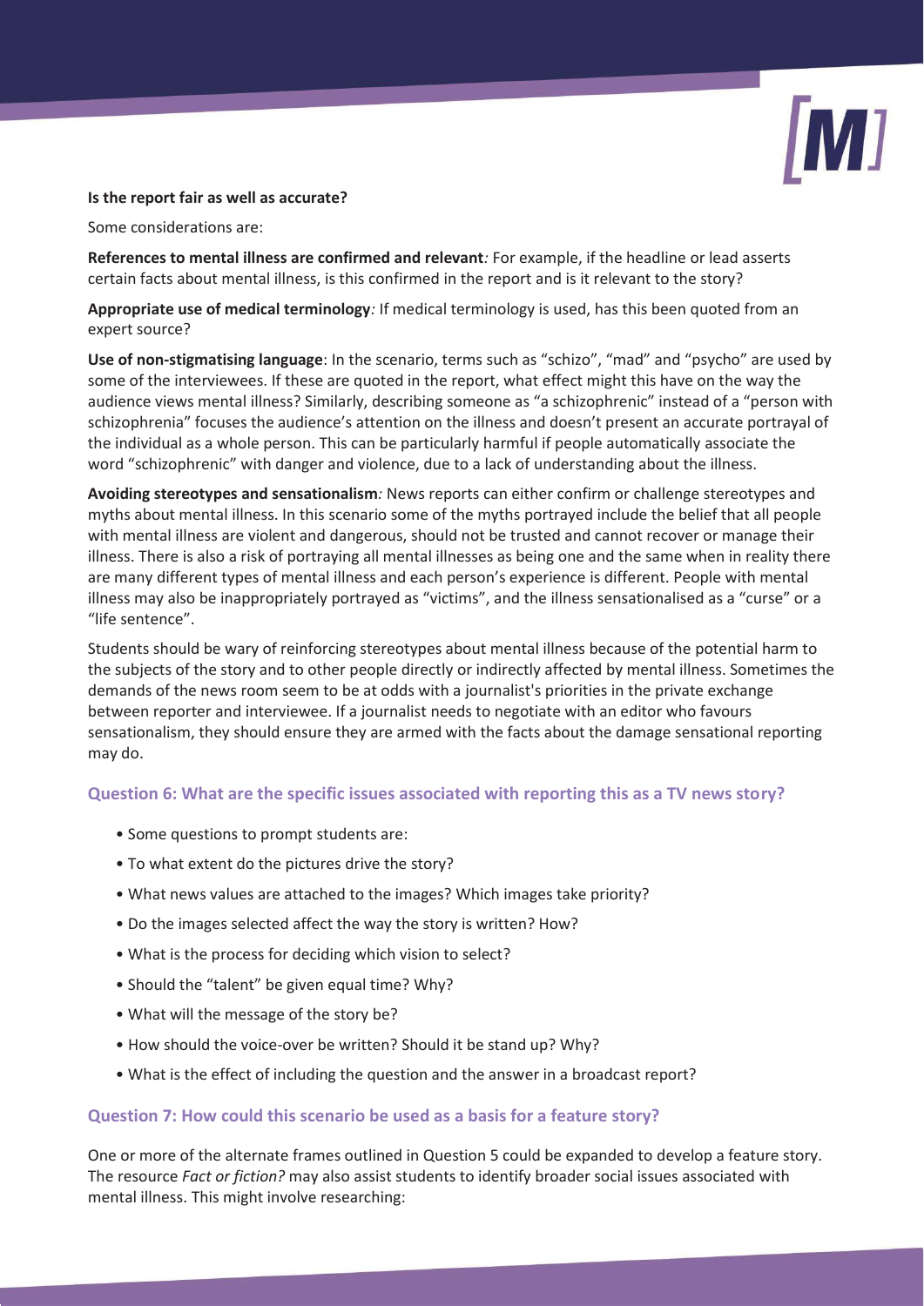**Is the report fair as well as accurate?**

Some considerations are:

**References to mental illness are confirmed and relevant***:* For example, if the headline or lead asserts certain facts about mental illness, is this confirmed in the report and is it relevant to the story?

**Appropriate use of medical terminology***:* If medical terminology is used, has this been quoted from an expert source?

**Use of non-stigmatising language**: In the scenario, terms such as "schizo", "mad" and "psycho" are used by some of the interviewees. If these are quoted in the report, what effect might this have on the way the audience views mental illness? Similarly, describing someone as "a schizophrenic" instead of a "person with schizophrenia" focuses the audience's attention on the illness and doesn't present an accurate portrayal of the individual as a whole person. This can be particularly harmful if people automatically associate the word "schizophrenic" with danger and violence, due to a lack of understanding about the illness.

**Avoiding stereotypes and sensationalism***:* News reports can either confirm or challenge stereotypes and myths about mental illness. In this scenario some of the myths portrayed include the belief that all people with mental illness are violent and dangerous, should not be trusted and cannot recover or manage their illness. There is also a risk of portraying all mental illnesses as being one and the same when in reality there are many different types of mental illness and each person's experience is different. People with mental illness may also be inappropriately portrayed as "victims", and the illness sensationalised as a "curse" or a "life sentence".

Students should be wary of reinforcing stereotypes about mental illness because of the potential harm to the subjects of the story and to other people directly or indirectly affected by mental illness. Sometimes the demands of the news room seem to be at odds with a journalist's priorities in the private exchange between reporter and interviewee. If a journalist needs to negotiate with an editor who favours sensationalism, they should ensure they are armed with the facts about the damage sensational reporting may do.

### Question 6: What are the specific issues associated with reporting this as a TV news story?

- Some questions to prompt students are:
- To what extent do the pictures drive the story?
- What news values are attached to the images? Which images take priority?
- Do the images selected affect the way the story is written? How?
- What is the process for deciding which vision to select?
- Should the "talent" be given equal time? Why?
- What will the message of the story be?
- How should the voice-over be written? Should it be stand up? Why?
- What is the effect of including the question and the answer in a broadcast report?

### Question 7: How could this scenario be used as a basis for a feature story?

One or more of the alternate frames outlined in Question 5 could be expanded to develop a feature story. The resource *Fact or fiction?* may also assist students to identify broader social issues associated with mental illness. This might involve researching: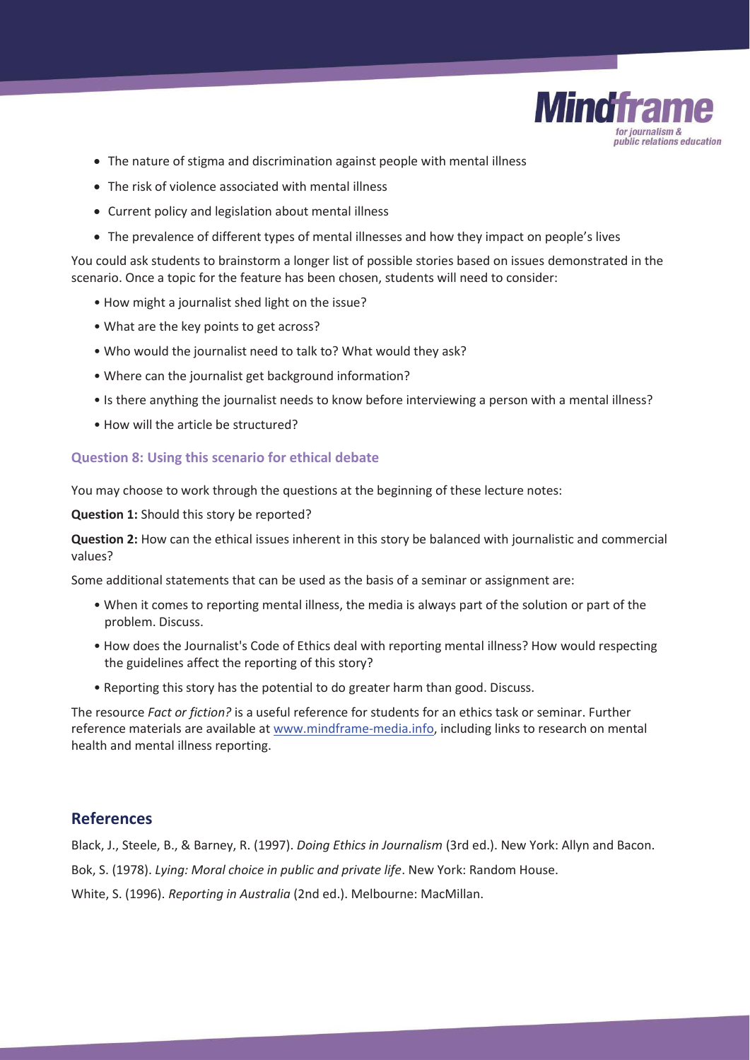- The nature of stigma and discrimination against people with mental illness
- The risk of violence associated with mental illness
- Current policy and legislation about mental illness
- The prevalence of different types of mental illnesses and how they impact on people's lives

You could ask students to brainstorm a longer list of possible stories based on issues demonstrated in the scenario. Once a topic for the feature has been chosen, students will need to consider:

- How might a journalist shed light on the issue?
- What are the key points to get across?
- Who would the journalist need to talk to? What would they ask?
- Where can the journalist get background information?
- Is there anything the journalist needs to know before interviewing a person with a mental illness?
- How will the article be structured?

### Question 8: Using this scenario for ethical debate

You may choose to work through the questions at the beginning of these lecture notes:

**Question 1:** Should this story be reported?

**Question 2:** How can the ethical issues inherent in this story be balanced with journalistic and commercial values?

Some additional statements that can be used as the basis of a seminar or assignment are:

- When it comes to reporting mental illness, the media is always part of the solution or part of the problem. Discuss.
- How does the Journalist's Code of Ethics deal with reporting mental illness? How would respecting the guidelines affect the reporting of this story?
- Reporting this story has the potential to do greater harm than good. Discuss.

The resource *Fact or fiction?* is a useful reference for students for an ethics task or seminar. Further reference materials are available at www.mindframe-media.info, including links to research on mental health and mental illness reporting.

## References

Black, J., Steele, B., & Barney, R. (1997). *Doing Ethics in Journalism* (3rd ed.). New York: Allyn and Bacon.

Bok, S. (1978). *Lying: Moral choice in public and private life*. New York: Random House.

White, S. (1996). *Reporting in Australia* (2nd ed.). Melbourne: MacMillan.